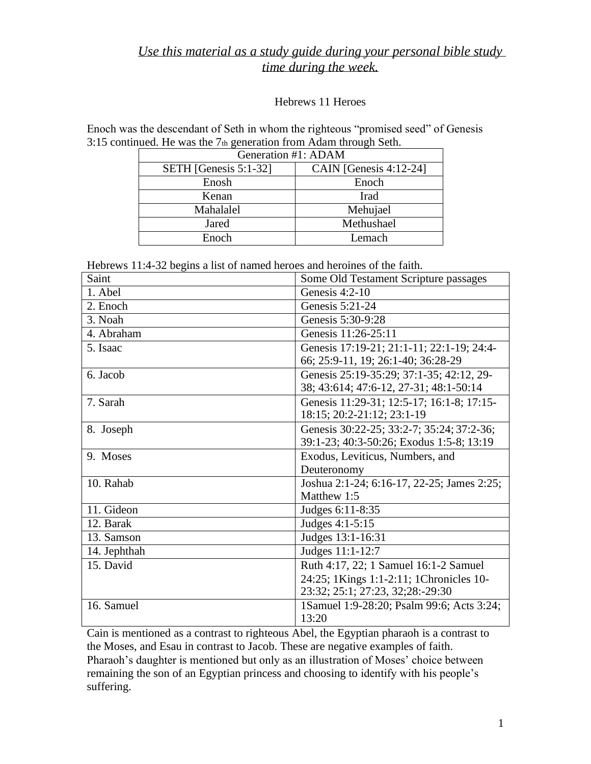*Use this material as a study guide during your personal bible study time during the week.*

Hebrews 11 Heroes

Enoch was the descendant of Seth in whom the righteous "promised seed" of Genesis 3:15 continued. He was the 7th generation from Adam through Seth.

| Generation #1: ADAM | |
|---|---|
| SETH [Genesis 5:1-32] | CAIN [Genesis 4:12-24] |
| Enosh | Enoch |
| Kenan | Irad |
| Mahalalel | Mehujael |
| Jared | Methushael |
| Enoch | Lemach |

Hebrews 11:4-32 begins a list of named heroes and heroines of the faith.

| Saint | Some Old Testament Scripture passages |
|---|---|
| 1. Abel | Genesis 4:2-10 |
| 2. Enoch | Genesis 5:21-24 |
| 3. Noah | Genesis 5:30-9:28 |
| 4. Abraham | Genesis 11:26-25:11 |
| 5. Isaac | Genesis 17:19-21; 21:1-11; 22:1-19; 24:4-66; 25:9-11, 19; 26:1-40; 36:28-29 |
| 6. Jacob | Genesis 25:19-35:29; 37:1-35; 42:12, 29-38; 43:614; 47:6-12, 27-31; 48:1-50:14 |
| 7. Sarah | Genesis 11:29-31; 12:5-17; 16:1-8; 17:15-18:15; 20:2-21:12; 23:1-19 |
| 8. Joseph | Genesis 30:22-25; 33:2-7; 35:24; 37:2-36; 39:1-23; 40:3-50:26; Exodus 1:5-8; 13:19 |
| 9. Moses | Exodus, Leviticus, Numbers, and Deuteronomy |
| 10. Rahab | Joshua 2:1-24; 6:16-17, 22-25; James 2:25; Matthew 1:5 |
| 11. Gideon | Judges 6:11-8:35 |
| 12. Barak | Judges 4:1-5:15 |
| 13. Samson | Judges 13:1-16:31 |
| 14. Jephthah | Judges 11:1-12:7 |
| 15. David | Ruth 4:17, 22; 1 Samuel 16:1-2 Samuel 24:25; 1Kings 1:1-2:11; 1Chronicles 10-23:32; 25:1; 27:23, 32;28:-29:30 |
| 16. Samuel | 1Samuel 1:9-28:20; Psalm 99:6; Acts 3:24; 13:20 |

Cain is mentioned as a contrast to righteous Abel, the Egyptian pharaoh is a contrast to the Moses, and Esau in contrast to Jacob. These are negative examples of faith. Pharaoh's daughter is mentioned but only as an illustration of Moses' choice between remaining the son of an Egyptian princess and choosing to identify with his people's suffering.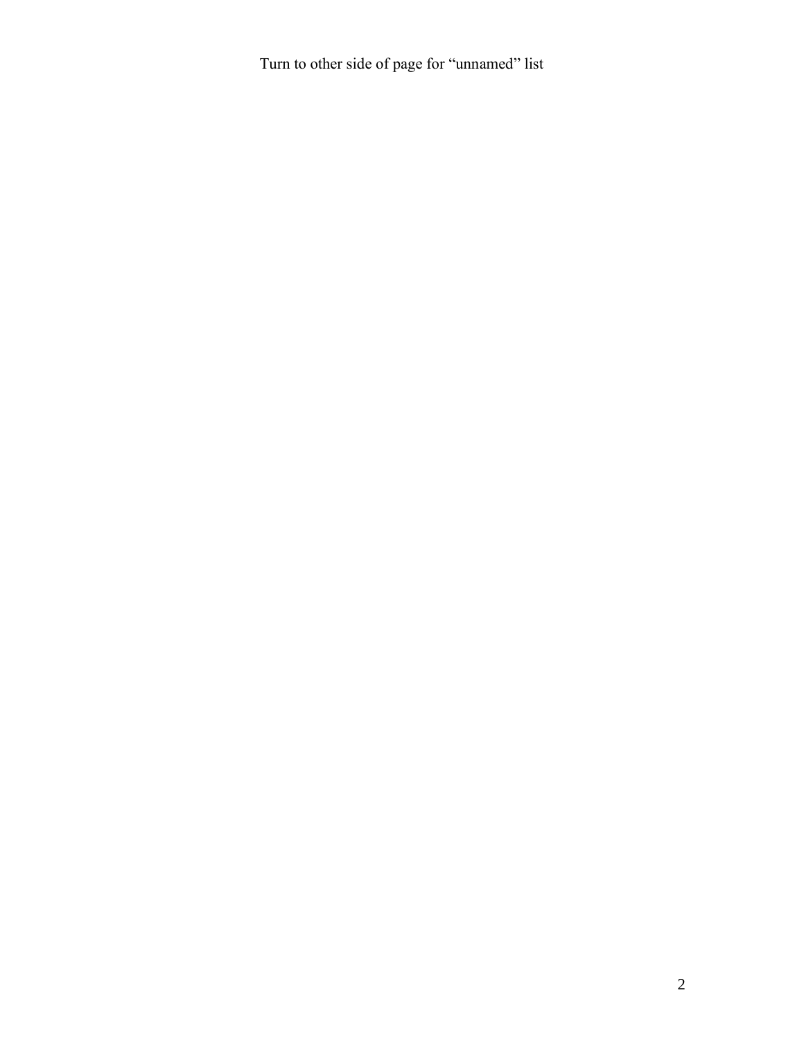Turn to other side of page for “unnamed” list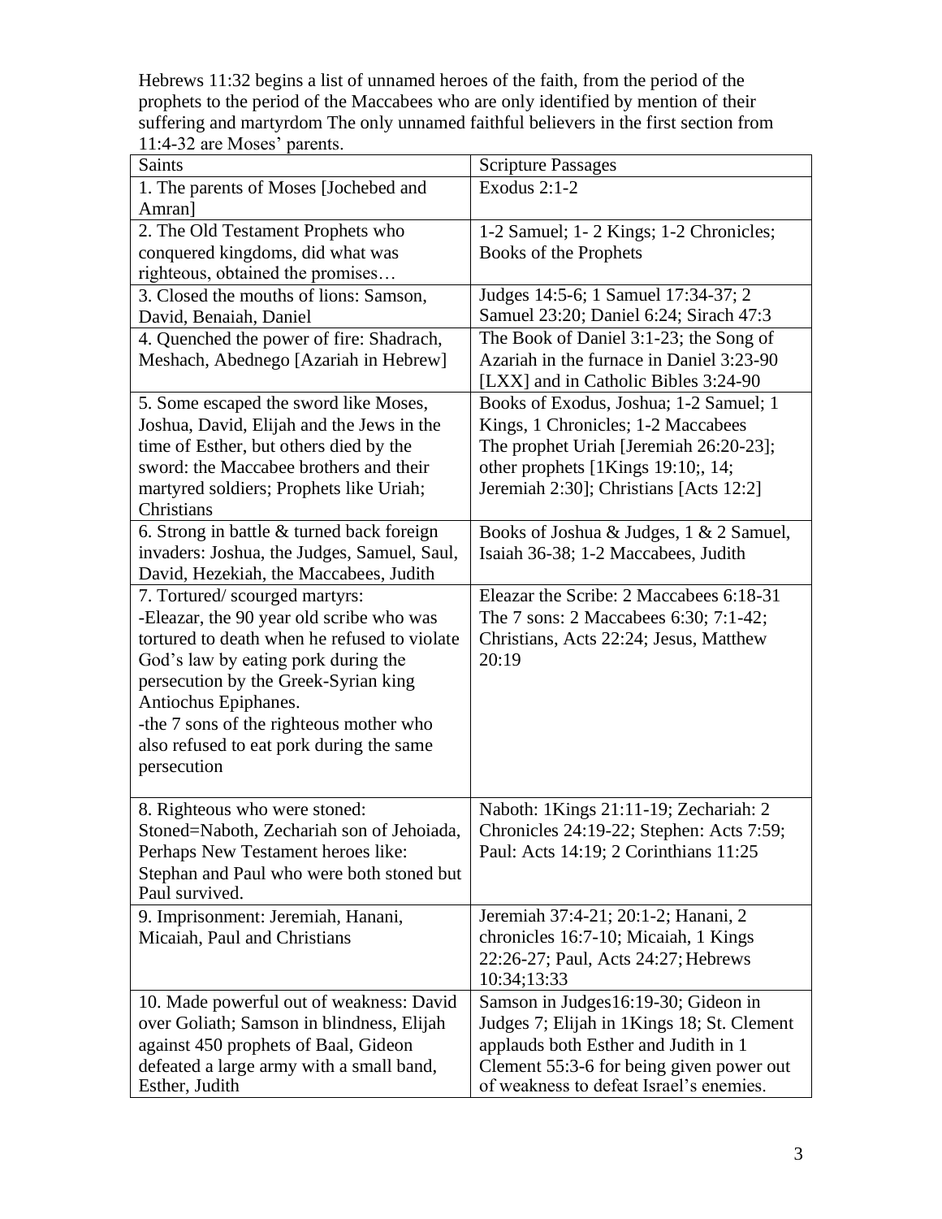Hebrews 11:32 begins a list of unnamed heroes of the faith, from the period of the prophets to the period of the Maccabees who are only identified by mention of their suffering and martyrdom The only unnamed faithful believers in the first section from 11:4-32 are Moses' parents.

| Saints | Scripture Passages |
|---|---|
| 1. The parents of Moses [Jochebed and Amran] | Exodus 2:1-2 |
| 2. The Old Testament Prophets who conquered kingdoms, did what was righteous, obtained the promises… | 1-2 Samuel; 1- 2 Kings; 1-2 Chronicles; Books of the Prophets |
| 3. Closed the mouths of lions: Samson, David, Benaiah, Daniel | Judges 14:5-6; 1 Samuel 17:34-37; 2 Samuel 23:20; Daniel 6:24; Sirach 47:3 |
| 4. Quenched the power of fire: Shadrach, Meshach, Abednego [Azariah in Hebrew] | The Book of Daniel 3:1-23; the Song of Azariah in the furnace in Daniel 3:23-90 [LXX] and in Catholic Bibles 3:24-90 |
| 5. Some escaped the sword like Moses, Joshua, David, Elijah and the Jews in the time of Esther, but others died by the sword: the Maccabee brothers and their martyred soldiers; Prophets like Uriah; Christians | Books of Exodus, Joshua; 1-2 Samuel; 1 Kings, 1 Chronicles; 1-2 Maccabees The prophet Uriah [Jeremiah 26:20-23]; other prophets [1Kings 19:10;, 14; Jeremiah 2:30]; Christians [Acts 12:2] |
| 6. Strong in battle & turned back foreign invaders: Joshua, the Judges, Samuel, Saul, David, Hezekiah, the Maccabees, Judith | Books of Joshua & Judges, 1 & 2 Samuel, Isaiah 36-38; 1-2 Maccabees, Judith |
| 7. Tortured/ scourged martyrs: -Eleazar, the 90 year old scribe who was tortured to death when he refused to violate God's law by eating pork during the persecution by the Greek-Syrian king Antiochus Epiphanes. -the 7 sons of the righteous mother who also refused to eat pork during the same persecution | Eleazar the Scribe: 2 Maccabees 6:18-31 The 7 sons: 2 Maccabees 6:30; 7:1-42; Christians, Acts 22:24; Jesus, Matthew 20:19 |
| 8. Righteous who were stoned: Stoned=Naboth, Zechariah son of Jehoiada, Perhaps New Testament heroes like: Stephan and Paul who were both stoned but Paul survived. | Naboth: 1Kings 21:11-19; Zechariah: 2 Chronicles 24:19-22; Stephen: Acts 7:59; Paul: Acts 14:19; 2 Corinthians 11:25 |
| 9. Imprisonment: Jeremiah, Hanani, Micaiah, Paul and Christians | Jeremiah 37:4-21; 20:1-2; Hanani, 2 chronicles 16:7-10; Micaiah, 1 Kings 22:26-27; Paul, Acts 24:27; Hebrews 10:34;13:33 |
| 10. Made powerful out of weakness: David over Goliath; Samson in blindness, Elijah against 450 prophets of Baal, Gideon defeated a large army with a small band, Esther, Judith | Samson in Judges16:19-30; Gideon in Judges 7; Elijah in 1Kings 18; St. Clement applauds both Esther and Judith in 1 Clement 55:3-6 for being given power out of weakness to defeat Israel's enemies. |